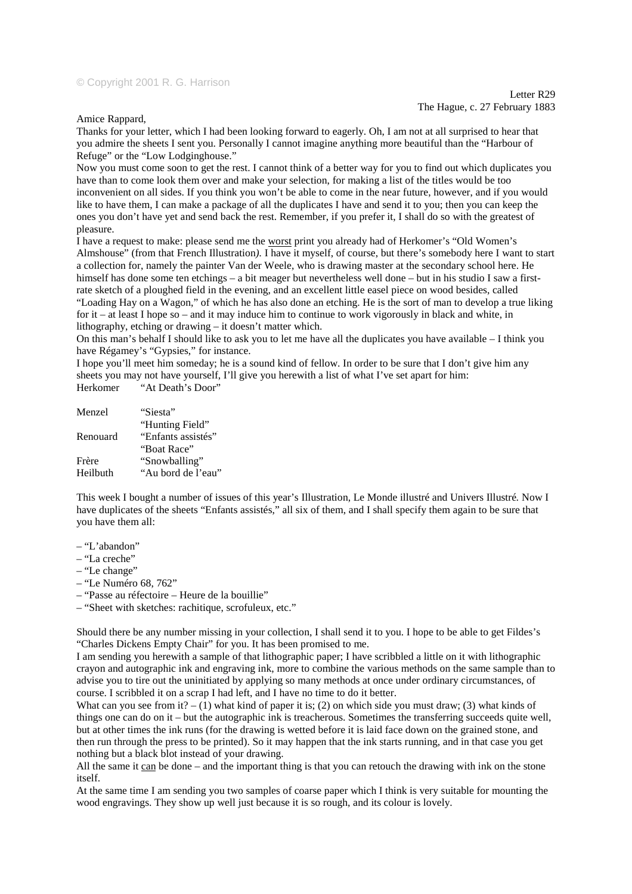© Copyright 2001 R. G. Harrison

Letter R29
The Hague, c. 27 February 1883

Amice Rappard,

Thanks for your letter, which I had been looking forward to eagerly. Oh, I am not at all surprised to hear that you admire the sheets I sent you. Personally I cannot imagine anything more beautiful than the "Harbour of Refuge" or the "Low Lodginghouse."

Now you must come soon to get the rest. I cannot think of a better way for you to find out which duplicates you have than to come look them over and make your selection, for making a list of the titles would be too inconvenient on all sides. If you think you won't be able to come in the near future, however, and if you would like to have them, I can make a package of all the duplicates I have and send it to you; then you can keep the ones you don't have yet and send back the rest. Remember, if you prefer it, I shall do so with the greatest of pleasure.

I have a request to make: please send me the worst print you already had of Herkomer's "Old Women's Almshouse" (from that French Illustration*)*. I have it myself, of course, but there's somebody here I want to start a collection for, namely the painter Van der Weele, who is drawing master at the secondary school here. He himself has done some ten etchings – a bit meager but nevertheless well done – but in his studio I saw a first-rate sketch of a ploughed field in the evening, and an excellent little easel piece on wood besides, called "Loading Hay on a Wagon," of which he has also done an etching. He is the sort of man to develop a true liking for it – at least I hope so – and it may induce him to continue to work vigorously in black and white, in lithography, etching or drawing – it doesn't matter which.

On this man's behalf I should like to ask you to let me have all the duplicates you have available – I think you have Régamey's "Gypsies," for instance.

I hope you'll meet him someday; he is a sound kind of fellow. In order to be sure that I don't give him any sheets you may not have yourself, I'll give you herewith a list of what I've set apart for him:

| | |
|---|---|
| Herkomer | "At Death's Door" |
| Menzel | "Siesta" |
| | "Hunting Field" |
| Renouard | "Enfants assistés" |
| | "Boat Race" |
| Frère | "Snowballing" |
| Heilbuth | "Au bord de l'eau" |

This week I bought a number of issues of this year's Illustration, Le Monde illustré and Univers Illustré. Now I have duplicates of the sheets "Enfants assistés," all six of them, and I shall specify them again to be sure that you have them all:

- "L'abandon"
- "La creche"
- "Le change"
- "Le Numéro 68, 762"
- "Passe au réfectoire – Heure de la bouillie"
- "Sheet with sketches: rachitique, scrofuleux, etc."

Should there be any number missing in your collection, I shall send it to you. I hope to be able to get Fildes's "Charles Dickens Empty Chair" for you. It has been promised to me.

I am sending you herewith a sample of that lithographic paper; I have scribbled a little on it with lithographic crayon and autographic ink and engraving ink, more to combine the various methods on the same sample than to advise you to tire out the uninitiated by applying so many methods at once under ordinary circumstances, of course. I scribbled it on a scrap I had left, and I have no time to do it better.

What can you see from it? – (1) what kind of paper it is; (2) on which side you must draw; (3) what kinds of things one can do on it – but the autographic ink is treacherous. Sometimes the transferring succeeds quite well, but at other times the ink runs (for the drawing is wetted before it is laid face down on the grained stone, and then run through the press to be printed). So it may happen that the ink starts running, and in that case you get nothing but a black blot instead of your drawing.

All the same it can be done – and the important thing is that you can retouch the drawing with ink on the stone itself.

At the same time I am sending you two samples of coarse paper which I think is very suitable for mounting the wood engravings. They show up well just because it is so rough, and its colour is lovely.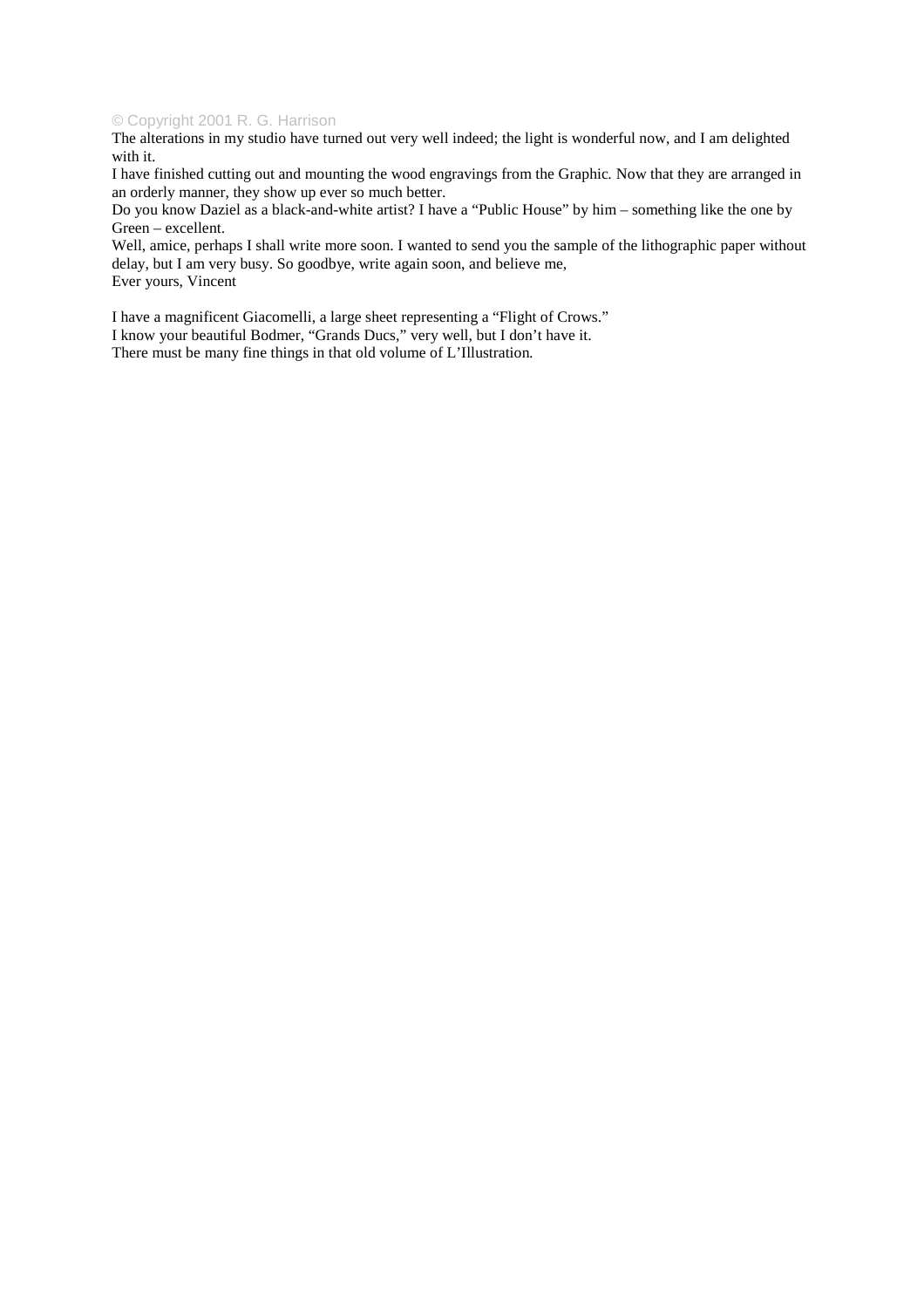© Copyright 2001 R. G. Harrison

The alterations in my studio have turned out very well indeed; the light is wonderful now, and I am delighted with it.

I have finished cutting out and mounting the wood engravings from the Graphic. Now that they are arranged in an orderly manner, they show up ever so much better.

Do you know Daziel as a black-and-white artist? I have a "Public House" by him – something like the one by Green – excellent.

Well, amice, perhaps I shall write more soon. I wanted to send you the sample of the lithographic paper without delay, but I am very busy. So goodbye, write again soon, and believe me,

Ever yours, Vincent

I have a magnificent Giacomelli, a large sheet representing a "Flight of Crows."

I know your beautiful Bodmer, "Grands Ducs," very well, but I don't have it.

There must be many fine things in that old volume of L'Illustration.